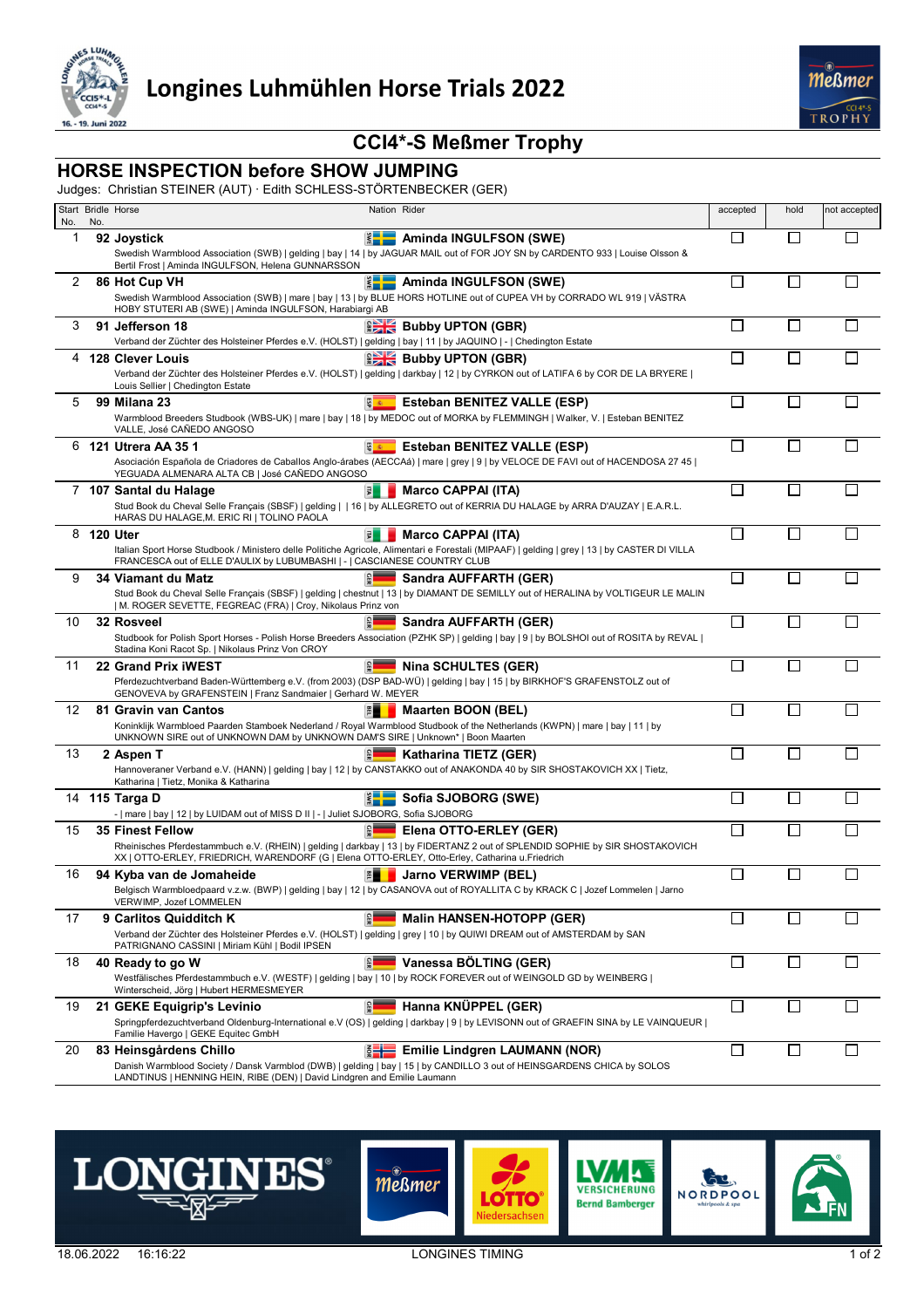# Longines Luhmühlen Horse Trials 2022

## CCI4*-S Meßmer Trophy

### HORSE INSPECTION before SHOW JUMPING

Judges: Christian STEINER (AUT) · Edith SCHLESS-STÖRTENBECKER (GER)

| Start No. | Bridle No. | Horse | Nation | Rider | accepted | hold | not accepted |
|---|---|---|---|---|---|---|---|
| 1 | 92 | **Joystick**<br>Swedish Warmblood Association (SWB) \| gelding \| bay \| 14 \| by JAGUAR MAIL out of FOR JOY SN by CARDENTO 933 \| Louise Olsson & Bertil Frost \| Aminda INGULFSON, Helena GUNNARSSON | SWE | **Aminda INGULFSON (SWE)** | ☐ | ☐ | ☐ |
| 2 | 86 | **Hot Cup VH**<br>Swedish Warmblood Association (SWB) \| mare \| bay \| 13 \| by BLUE HORS HOTLINE out of CUPEA VH by CORRADO WL 919 \| VÄSTRA HOBY STUTERI AB (SWE) \| Aminda INGULFSON, Harabiargi AB | SWE | **Aminda INGULFSON (SWE)** | ☐ | ☐ | ☐ |
| 3 | 91 | **Jefferson 18**<br>Verband der Züchter des Holsteiner Pferdes e.V. (HOLST) \| gelding \| bay \| 11 \| by JAQUINO \| - \| Chedington Estate | GBR | **Bubby UPTON (GBR)** | ☐ | ☐ | ☐ |
| 4 | 128 | **Clever Louis**<br>Verband der Züchter des Holsteiner Pferdes e.V. (HOLST) \| gelding \| darkbay \| 12 \| by CYRKON out of LATIFA 6 by COR DE LA BRYERE \| Louis Sellier \| Chedington Estate | GBR | **Bubby UPTON (GBR)** | ☐ | ☐ | ☐ |
| 5 | 99 | **Milana 23**<br>Warmblood Breeders Studbook (WBS-UK) \| mare \| bay \| 18 \| by MEDOC out of MORKA by FLEMMINGH \| Walker, V. \| Esteban BENITEZ VALLE, José CAÑEDO ANGOSO | ESP | **Esteban BENITEZ VALLE (ESP)** | ☐ | ☐ | ☐ |
| 6 | 121 | **Utrera AA 35 1**<br>Asociación Española de Criadores de Caballos Anglo-árabes (AECCAá) \| mare \| grey \| 9 \| by VELOCE DE FAVI out of HACENDOSA 27 45 \| YEGUADA ALMENARA ALTA CB \| José CAÑEDO ANGOSO | ESP | **Esteban BENITEZ VALLE (ESP)** | ☐ | ☐ | ☐ |
| 7 | 107 | **Santal du Halage**<br>Stud Book du Cheval Selle Français (SBSF) \| gelding \| \| 16 \| by ALLEGRETO out of KERRIA DU HALAGE by ARRA D'AUZAY \| E.A.R.L. HARAS DU HALAGE,M. ERIC RI \| TOLINO PAOLA | ITA | **Marco CAPPAI (ITA)** | ☐ | ☐ | ☐ |
| 8 | 120 | **Uter**<br>Italian Sport Horse Studbook / Ministero delle Politiche Agricole, Alimentari e Forestali (MIPAAF) \| gelding \| grey \| 13 \| by CASTER DI VILLA FRANCESCA out of ELLE D'AULIX by LUBUMBASHI \| - \| CASCIANESE COUNTRY CLUB | ITA | **Marco CAPPAI (ITA)** | ☐ | ☐ | ☐ |
| 9 | 34 | **Viamant du Matz**<br>Stud Book du Cheval Selle Français (SBSF) \| gelding \| chestnut \| 13 \| by DIAMANT DE SEMILLY out of HERALINA by VOLTIGEUR LE MALIN \| M. ROGER SEVETTE, FEGREAC (FRA) \| Croy, Nikolaus Prinz von | GER | **Sandra AUFFARTH (GER)** | ☐ | ☐ | ☐ |
| 10 | 32 | **Rosveel**<br>Studbook for Polish Sport Horses - Polish Horse Breeders Association (PZHK SP) \| gelding \| bay \| 9 \| by BOLSHOI out of ROSITA by REVAL \| Stadina Koni Racot Sp. \| Nikolaus Prinz Von CROY | GER | **Sandra AUFFARTH (GER)** | ☐ | ☐ | ☐ |
| 11 | 22 | **Grand Prix iWEST**<br>Pferdezuchtverband Baden-Württemberg e.V. (from 2003) (DSP BAD-WÜ) \| gelding \| bay \| 15 \| by BIRKHOF'S GRAFENSTOLZ out of GENOVEVA by GRAFENSTEIN \| Franz Sandmaier \| Gerhard W. MEYER | GER | **Nina SCHULTES (GER)** | ☐ | ☐ | ☐ |
| 12 | 81 | **Gravin van Cantos**<br>Koninklijk Warmbloed Paarden Stamboek Nederland / Royal Warmblood Studbook of the Netherlands (KWPN) \| mare \| bay \| 11 \| by UNKNOWN SIRE out of UNKNOWN DAM by UNKNOWN DAM'S SIRE \| Unknown* \| Boon Maarten | BEL | **Maarten BOON (BEL)** | ☐ | ☐ | ☐ |
| 13 | 2 | **Aspen T**<br>Hannoveraner Verband e.V. (HANN) \| gelding \| bay \| 12 \| by CANSTAKKO out of ANAKONDA 40 by SIR SHOSTAKOVICH XX \| Tietz, Katharina \| Tietz, Monika & Katharina | GER | **Katharina TIETZ (GER)** | ☐ | ☐ | ☐ |
| 14 | 115 | **Targa D**<br>- \| mare \| bay \| 12 \| by LUIDAM out of MISS D II \| - \| Juliet SJOBORG, Sofia SJOBORG | SWE | **Sofia SJOBORG (SWE)** | ☐ | ☐ | ☐ |
| 15 | 35 | **Finest Fellow**<br>Rheinisches Pferdestammbuch e.V. (RHEIN) \| gelding \| darkbay \| 13 \| by FIDERTANZ 2 out of SPLENDID SOPHIE by SIR SHOSTAKOVICH XX \| OTTO-ERLEY, FRIEDRICH, WARENDORF (G \| Elena OTTO-ERLEY, Otto-Erley, Catharina u.Friedrich | GER | **Elena OTTO-ERLEY (GER)** | ☐ | ☐ | ☐ |
| 16 | 94 | **Kyba van de Jomaheide**<br>Belgisch Warmbloedpaard v.z.w. (BWP) \| gelding \| bay \| 12 \| by CASANOVA out of ROYALLITA C by KRACK C \| Jozef Lommelen \| Jarno VERWIMP, Jozef LOMMELEN | BEL | **Jarno VERWIMP (BEL)** | ☐ | ☐ | ☐ |
| 17 | 9 | **Carlitos Quidditch K**<br>Verband der Züchter des Holsteiner Pferdes e.V. (HOLST) \| gelding \| grey \| 10 \| by QUIWI DREAM out of AMSTERDAM by SAN PATRIGNANO CASSINI \| Miriam Kühl \| Bodil IPSEN | GER | **Malin HANSEN-HOTOPP (GER)** | ☐ | ☐ | ☐ |
| 18 | 40 | **Ready to go W**<br>Westfälisches Pferdestammbuch e.V. (WESTF) \| gelding \| bay \| 10 \| by ROCK FOREVER out of WEINGOLD GD by WEINBERG \| Winterscheid, Jörg \| Hubert HERMESMEYER | GER | **Vanessa BÖLTING (GER)** | ☐ | ☐ | ☐ |
| 19 | 21 | **GEKE Equigrip's Levinio**<br>Springpferdezuchtverband Oldenburg-International e.V (OS) \| gelding \| darkbay \| 9 \| by LEVISONN out of GRAEFIN SINA by LE VAINQUEUR \| Familie Havergo \| GEKE Equitec GmbH | GER | **Hanna KNÜPPEL (GER)** | ☐ | ☐ | ☐ |
| 20 | 83 | **Heinsgårdens Chillo**<br>Danish Warmblood Society / Dansk Varmblod (DWB) \| gelding \| bay \| 15 \| by CANDILLO 3 out of HEINSGARDENS CHICA by SOLOS LANDTINUS \| HENNING HEIN, RIBE (DEN) \| David Lindgren and Emilie Laumann | NOR | **Emilie Lindgren LAUMANN (NOR)** | ☐ | ☐ | ☐ |

18.06.2022 16:16:22 LONGINES TIMING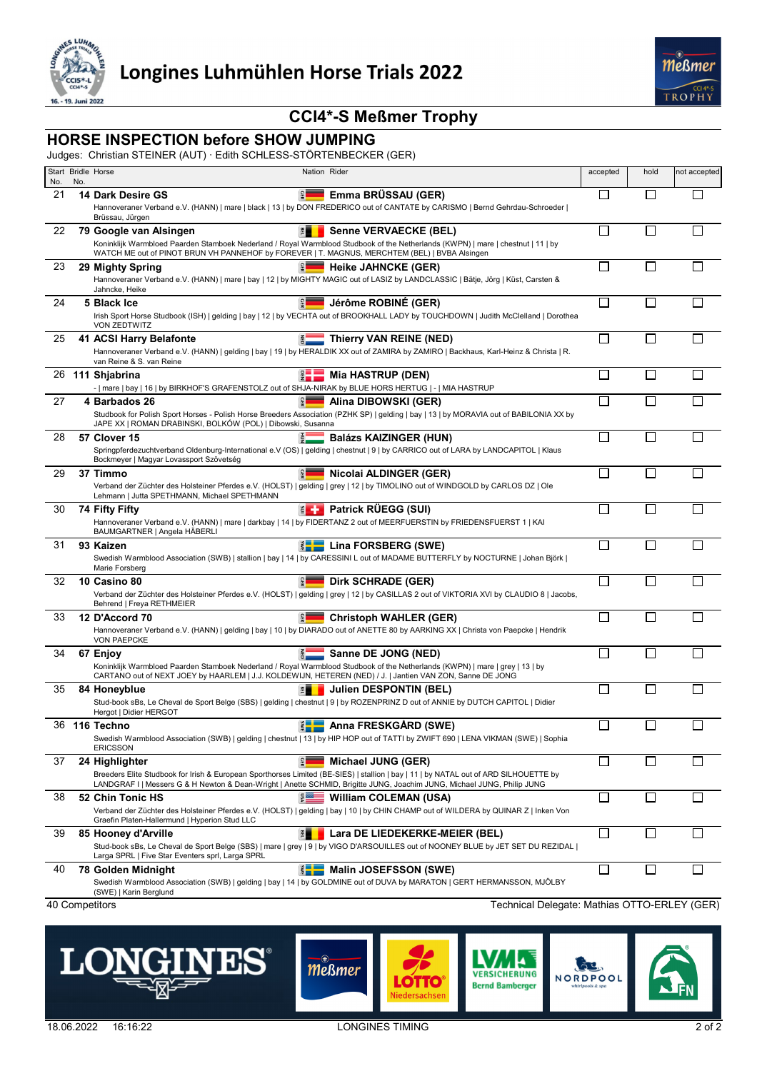# Longines Luhmühlen Horse Trials 2022

## CCI4*-S Meßmer Trophy

## HORSE INSPECTION before SHOW JUMPING

Judges: Christian STEINER (AUT) · Edith SCHLESS-STÖRTENBECKER (GER)

| Start No. | Bridle No. | Horse | Nation | Rider | accepted | hold | not accepted |
|---|---|---|---|---|---|---|---|
| 21 | 14 | **Dark Desire GS**<br>Hannoveraner Verband e.V. (HANN) \| mare \| black \| 13 \| by DON FREDERICO out of CANTATE by CARISMO \| Bernd Gehrdau-Schroeder \| Brüssau, Jürgen | GER | **Emma BRÜSSAU (GER)** | ☐ | ☐ | ☐ |
| 22 | 79 | **Google van Alsingen**<br>Koninklijk Warmbloed Paarden Stamboek Nederland / Royal Warmblood Studbook of the Netherlands (KWPN) \| mare \| chestnut \| 11 \| by WATCH ME out of PINOT BRUN VH PANNEHOF by FOREVER \| T. MAGNUS, MERCHTEM (BEL) \| BVBA Alsingen | BEL | **Senne VERVAECKE (BEL)** | ☐ | ☐ | ☐ |
| 23 | 29 | **Mighty Spring**<br>Hannoveraner Verband e.V. (HANN) \| mare \| bay \| 12 \| by MIGHTY MAGIC out of LASIZ by LANDCLASSIC \| Bätje, Jörg \| Küst, Carsten & Jahncke, Heike | GER | **Heike JAHNCKE (GER)** | ☐ | ☐ | ☐ |
| 24 | 5 | **Black Ice**<br>Irish Sport Horse Studbook (ISH) \| gelding \| bay \| 12 \| by VECHTA out of BROOKHALL LADY by TOUCHDOWN \| Judith McClelland \| Dorothea VON ZEDTWITZ | GER | **Jérôme ROBINÉ (GER)** | ☐ | ☐ | ☐ |
| 25 | 41 | **ACSI Harry Belafonte**<br>Hannoveraner Verband e.V. (HANN) \| gelding \| bay \| 19 \| by HERALDIK XX out of ZAMIRA by ZAMIRO \| Backhaus, Karl-Heinz & Christa \| R. van Reine & S. van Reine | NED | **Thierry VAN REINE (NED)** | ☐ | ☐ | ☐ |
| 26 | 111 | **Shjabrina**<br>- \| mare \| bay \| 16 \| by BIRKHOF'S GRAFENSTOLZ out of SHJA-NIRAK by BLUE HORS HERTUG \| - \| MIA HASTRUP | DEN | **Mia HASTRUP (DEN)** | ☐ | ☐ | ☐ |
| 27 | 4 | **Barbados 26**<br>Studbook for Polish Sport Horses - Polish Horse Breeders Association (PZHK SP) \| gelding \| bay \| 13 \| by MORAVIA out of BABILONIA XX by JAPE XX \| ROMAN DRABINSKI, BOLKÓW (POL) \| Dibowski, Susanna | GER | **Alina DIBOWSKI (GER)** | ☐ | ☐ | ☐ |
| 28 | 57 | **Clover 15**<br>Springpferdezuchtverband Oldenburg-International e.V (OS) \| gelding \| chestnut \| 9 \| by CARRICO out of LARA by LANDCAPITOL \| Klaus Bockmeyer \| Magyar Lovassport Szövetség | HUN | **Balázs KAIZINGER (HUN)** | ☐ | ☐ | ☐ |
| 29 | 37 | **Timmo**<br>Verband der Züchter des Holsteiner Pferdes e.V. (HOLST) \| gelding \| grey \| 12 \| by TIMOLINO out of WINDGOLD by CARLOS DZ \| Ole Lehmann \| Jutta SPETHMANN, Michael SPETHMANN | GER | **Nicolai ALDINGER (GER)** | ☐ | ☐ | ☐ |
| 30 | 74 | **Fifty Fifty**<br>Hannoveraner Verband e.V. (HANN) \| mare \| darkbay \| 14 \| by FIDERTANZ 2 out of MEERFUERSTIN by FRIEDENSFUERST 1 \| KAI BAUMGARTNER \| Angela HÄBERLI | SUI | **Patrick RÜEGG (SUI)** | ☐ | ☐ | ☐ |
| 31 | 93 | **Kaizen**<br>Swedish Warmblood Association (SWB) \| stallion \| bay \| 14 \| by CARESSINI L out of MADAME BUTTERFLY by NOCTURNE \| Johan Björk \| Marie Forsberg | SWE | **Lina FORSBERG (SWE)** | ☐ | ☐ | ☐ |
| 32 | 10 | **Casino 80**<br>Verband der Züchter des Holsteiner Pferdes e.V. (HOLST) \| gelding \| grey \| 12 \| by CASILLAS 2 out of VIKTORIA XVI by CLAUDIO 8 \| Jacobs, Behrend \| Freya RETHMEIER | GER | **Dirk SCHRADE (GER)** | ☐ | ☐ | ☐ |
| 33 | 12 | **D'Accord 70**<br>Hannoveraner Verband e.V. (HANN) \| gelding \| bay \| 10 \| by DIARADO out of ANETTE 80 by AARKING XX \| Christa von Paepcke \| Hendrik VON PAEPCKE | GER | **Christoph WAHLER (GER)** | ☐ | ☐ | ☐ |
| 34 | 67 | **Enjoy**<br>Koninklijk Warmbloed Paarden Stamboek Nederland / Royal Warmblood Studbook of the Netherlands (KWPN) \| mare \| grey \| 13 \| by CARTANO out of NEXT JOEY by HAARLEM \| J.J. KOLDEWIJN, HETEREN (NED) / J. \| Jantien VAN ZON, Sanne DE JONG | NED | **Sanne DE JONG (NED)** | ☐ | ☐ | ☐ |
| 35 | 84 | **Honeyblue**<br>Stud-book sBs, Le Cheval de Sport Belge (SBS) \| gelding \| chestnut \| 9 \| by ROZENPRINZ D out of ANNIE by DUTCH CAPITOL \| Didier Hergot \| Didier HERGOT | BEL | **Julien DESPONTIN (BEL)** | ☐ | ☐ | ☐ |
| 36 | 116 | **Techno**<br>Swedish Warmblood Association (SWB) \| gelding \| chestnut \| 13 \| by HIP HOP out of TATTI by ZWIFT 690 \| LENA VIKMAN (SWE) \| Sophia ERICSSON | SWE | **Anna FRESKGÅRD (SWE)** | ☐ | ☐ | ☐ |
| 37 | 24 | **Highlighter**<br>Breeders Elite Studbook for Irish & European Sporthorses Limited (BE-SIES) \| stallion \| bay \| 11 \| by NATAL out of ARD SILHOUETTE by LANDGRAF I \| Messers G & H Newton & Dean-Wright \| Anette SCHMID, Brigitte JUNG, Joachim JUNG, Michael JUNG, Philip JUNG | GER | **Michael JUNG (GER)** | ☐ | ☐ | ☐ |
| 38 | 52 | **Chin Tonic HS**<br>Verband der Züchter des Holsteiner Pferdes e.V. (HOLST) \| gelding \| bay \| 10 \| by CHIN CHAMP out of WILDERA by QUINAR Z \| Inken Von Graefin Platen-Hallermund \| Hyperion Stud LLC | USA | **William COLEMAN (USA)** | ☐ | ☐ | ☐ |
| 39 | 85 | **Hooney d'Arville**<br>Stud-book sBs, Le Cheval de Sport Belge (SBS) \| mare \| grey \| 9 \| by VIGO D'ARSOUILLES out of NOONEY BLUE by JET SET DU REZIDAL \| Larga SPRL \| Five Star Eventers sprl, Larga SPRL | BEL | **Lara DE LIEDEKERKE-MEIER (BEL)** | ☐ | ☐ | ☐ |
| 40 | 78 | **Golden Midnight**<br>Swedish Warmblood Association (SWB) \| gelding \| bay \| 14 \| by GOLDMINE out of DUVA by MARATON \| GERT HERMANSSON, MJÖLBY (SWE) \| Karin Berglund | SWE | **Malin JOSEFSSON (SWE)** | ☐ | ☐ | ☐ |

40 Competitors

Technical Delegate: Mathias OTTO-ERLEY (GER)

18.06.2022 16:16:22 LONGINES TIMING